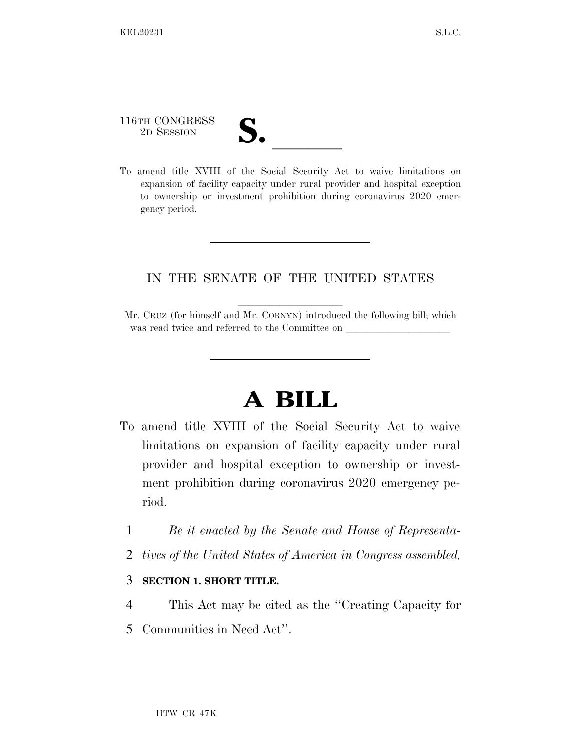116TH CONGRESS
2D SESSION

# S. ______

To amend title XVIII of the Social Security Act to waive limitations on expansion of facility capacity under rural provider and hospital exception to ownership or investment prohibition during coronavirus 2020 emergency period.

---

IN THE SENATE OF THE UNITED STATES

Mr. CRUZ (for himself and Mr. CORNYN) introduced the following bill; which was read twice and referred to the Committee on ____________________

---

# A BILL

To amend title XVIII of the Social Security Act to waive limitations on expansion of facility capacity under rural provider and hospital exception to ownership or investment prohibition during coronavirus 2020 emergency period.

1 *Be it enacted by the Senate and House of Representa-*
2 *tives of the United States of America in Congress assembled,*

3 **SECTION 1. SHORT TITLE.**

4 This Act may be cited as the ''Creating Capacity for
5 Communities in Need Act''.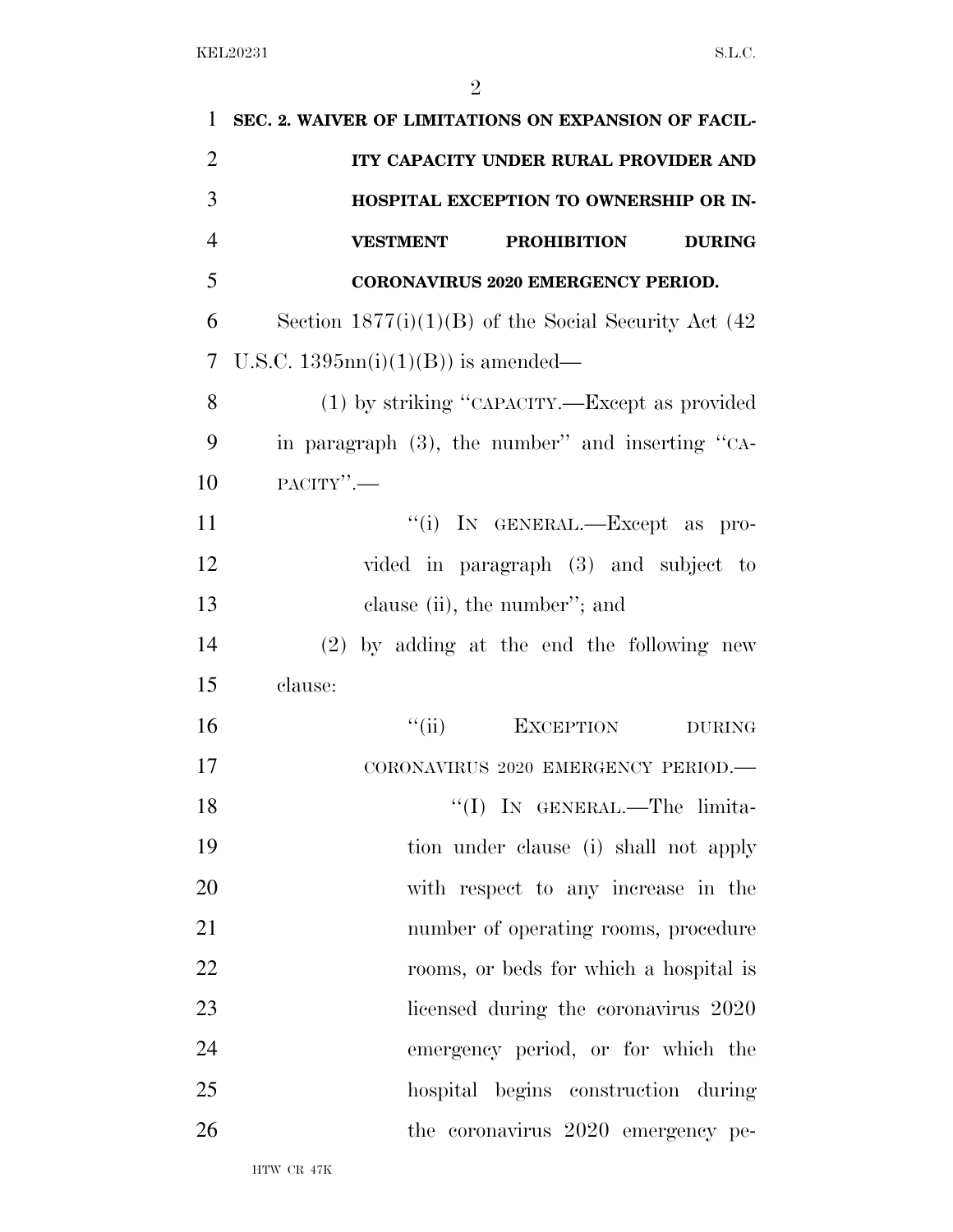**SEC. 2. WAIVER OF LIMITATIONS ON EXPANSION OF FACILITY CAPACITY UNDER RURAL PROVIDER AND HOSPITAL EXCEPTION TO OWNERSHIP OR INVESTMENT PROHIBITION DURING CORONAVIRUS 2020 EMERGENCY PERIOD.**

Section 1877(i)(1)(B) of the Social Security Act (42 U.S.C. 1395nn(i)(1)(B)) is amended—

(1) by striking "CAPACITY.—Except as provided in paragraph (3), the number" and inserting "CAPACITY".—

"(i) IN GENERAL.—Except as provided in paragraph (3) and subject to clause (ii), the number"; and

(2) by adding at the end the following new clause:

"(ii) EXCEPTION DURING CORONAVIRUS 2020 EMERGENCY PERIOD.—

"(I) IN GENERAL.—The limitation under clause (i) shall not apply with respect to any increase in the number of operating rooms, procedure rooms, or beds for which a hospital is licensed during the coronavirus 2020 emergency period, or for which the hospital begins construction during the coronavirus 2020 emergency pe-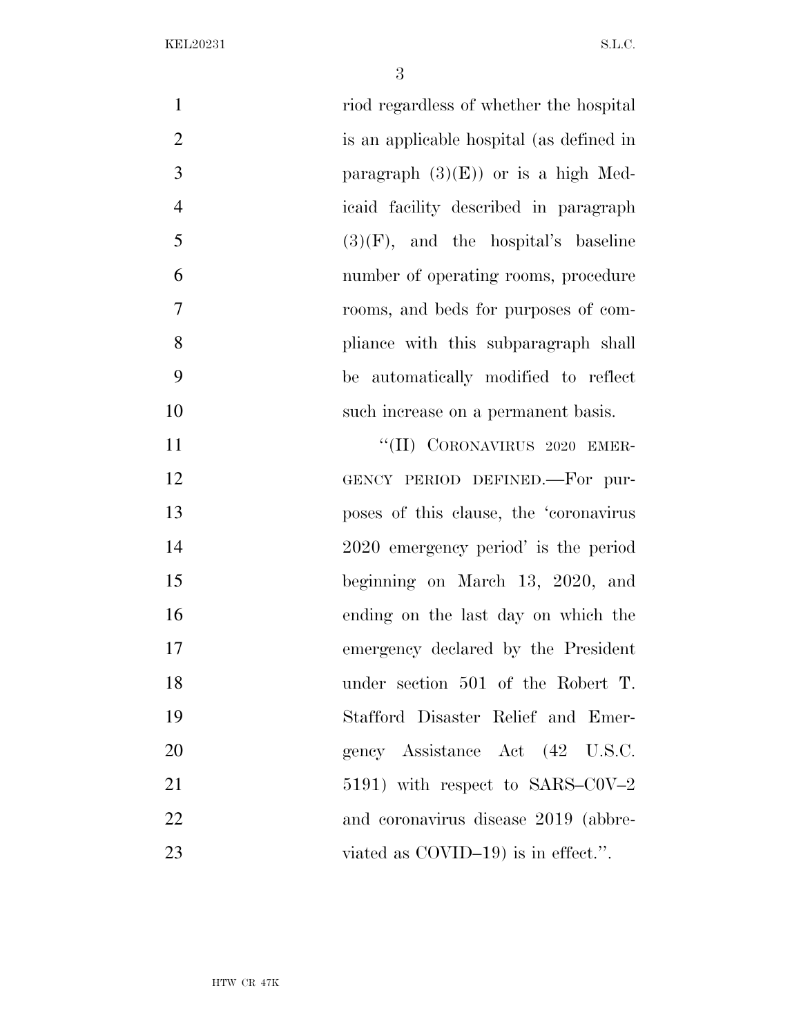riod regardless of whether the hospital is an applicable hospital (as defined in paragraph (3)(E)) or is a high Medicaid facility described in paragraph (3)(F), and the hospital's baseline number of operating rooms, procedure rooms, and beds for purposes of compliance with this subparagraph shall be automatically modified to reflect such increase on a permanent basis.

''(II) CORONAVIRUS 2020 EMERGENCY PERIOD DEFINED.—For purposes of this clause, the 'coronavirus 2020 emergency period' is the period beginning on March 13, 2020, and ending on the last day on which the emergency declared by the President under section 501 of the Robert T. Stafford Disaster Relief and Emergency Assistance Act (42 U.S.C. 5191) with respect to SARS–C0V–2 and coronavirus disease 2019 (abbreviated as COVID–19) is in effect.''.